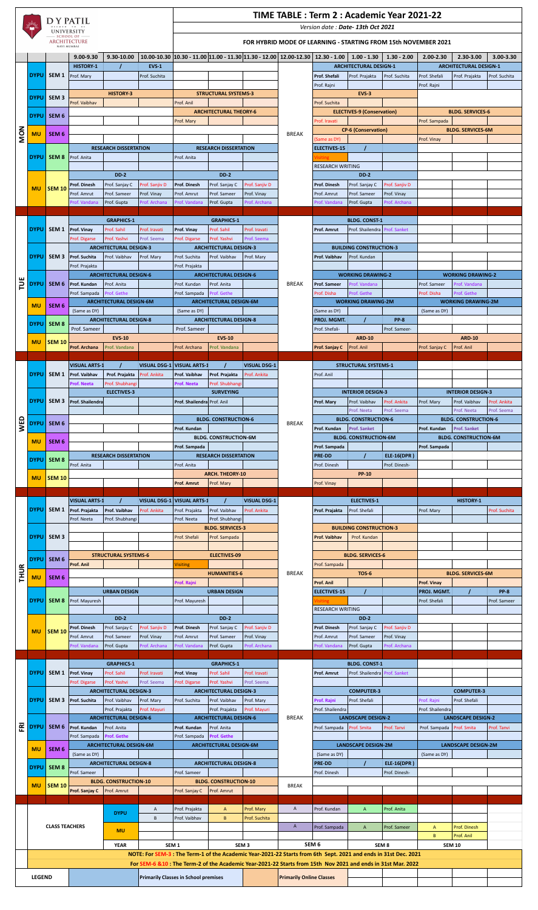# D Y PATIL UNIVERSITY – SCHOOL OF ARCHITECTURE, NAVI MUMBAI

## TIME TABLE : Term 2 : Academic Year 2021-22

*Version date : Date- 13th Oct 2021*

**FOR HYBRID MODE OF LEARNING - STARTING FROM 15th NOVEMBER 2021**

| Day | Univ | Sem | 9.00-9.30 | 9.30-10.00 | 10.00-10.30 | 10.30 - 11.00 | 11.00 - 11.30 | 11.30 - 12.00 | 12.00-12.30 | 12.30 - 1.00 | 1.00 - 1.30 | 1.30 - 2.00 | 2.00-2.30 | 2.30-3.00 | 3.00-3.30 |
|---|---|---|---|---|---|---|---|---|---|---|---|---|---|---|---|
| MON | DYPU | SEM 1 | HISTORY-1 | / | EVS-1 | | | | BREAK | ARCHITECTURAL DESIGN-1 | | | ARCHITECTURAL DESIGN-1 | | |
| | | | Prof. Mary | | Prof. Suchita | | | | | Prof. Shefali | Prof. Prajakta | Prof. Suchita | Prof. Shefali | Prof. Prajakta | Prof. Suchita |
| | | | | | | | | | | Prof. Rajni | | | Prof. Rajni | | |
| | DYPU | SEM 3 | HISTORY-3 | | | STRUCTURAL SYSTEMS-3 | | | | EVS-3 | | | | | |
| | | | Prof. Vaibhav | | | Prof. Anil | | | | Prof. Suchita | | | | | |
| | DYPU | SEM 6 | | | | ARCHITECTURAL THEORY-6 | | | | ELECTIVES-9 (Conservation) | | | BLDG. SERVICES-6 | | |
| | | | | | | Prof. Mary | | | | Prof. Iravati | | | Prof. Sampada | | |
| | MU | SEM 6 | | | | | | | | CP-6 (Conservation) | | | BLDG. SERVICES-6M | | |
| | | | | | | | | | | (Same as DY) | | | Prof. Vinay | | |
| | DYPU | SEM 8 | RESEARCH DISSERTATION | | | RESEARCH DISSERTATION | | | | ELECTIVES-15 | / | | | | |
| | | | Prof. Anita | | | Prof. Anita | | | | Visiting | | | | | |
| | | | | | | | | | | RESEARCH WRITING | | | | | |
| | MU | SEM 10 | DD-2 | | | DD-2 | | | | DD-2 | | | | | |
| | | | Prof. Dinesh | Prof. Sanjay C | Prof. Sanjiv D | Prof. Dinesh | Prof. Sanjay C | Prof. Sanjiv D | | Prof. Dinesh | Prof. Sanjay C | Prof. Sanjiv D | | | |
| | | | Prof. Amrut | Prof. Sameer | Prof. Vinay | Prof. Amrut | Prof. Sameer | Prof. Vinay | | Prof. Amrut | Prof. Sameer | Prof. Vinay | | | |
| | | | Prof. Vandana | Prof. Gupta | Prof. Archana | Prof. Vandana | Prof. Gupta | Prof. Archana | | Prof. Vandana | Prof. Gupta | Prof. Archana | | | |
| TUE | DYPU | SEM 1 | GRAPHICS-1 | | | GRAPHICS-1 | | | BREAK | BLDG. CONST-1 | | | | | |
| | | | Prof. Vinay | Prof. Sahil | Prof. Iravati | Prof. Vinay | Prof. Sahil | Prof. Iravati | | Prof. Amrut | Prof. Shailendra | Prof. Sanket | | | |
| | | | Prof. Digarse | Prof. Yashvi | Prof. Seema | Prof. Digarse | Prof. Yashvi | Prof. Seema | | | | | | | |
| | DYPU | SEM 3 | ARCHITECTURAL DESIGN-3 | | | ARCHITECTURAL DESIGN-3 | | | | BUILDING CONSTRUCTION-3 | | | | | |
| | | | Prof. Suchita | Prof. Vaibhav | Prof. Mary | Prof. Suchita | Prof. Vaibhav | Prof. Mary | | Prof. Vaibhav | Prof. Kundan | | | | |
| | | | Prof. Prajakta | | | Prof. Prajakta | | | | | | | | | |
| | DYPU | SEM 6 | ARCHITECTURAL DESIGN-6 | | | ARCHITECTURAL DESIGN-6 | | | | WORKING DRAWING-2 | | | WORKING DRAWING-2 | | |
| | | | Prof. Kundan | Prof. Anita | | Prof. Kundan | Prof. Anita | | | Prof. Sameer | Prof. Vandana | | Prof. Sameer | Prof. Vandana | |
| | | | Prof. Sampada | Prof. Gethe | | Prof. Sampada | Prof. Gethe | | | Prof. Disha | Prof. Gethe | | Prof. Disha | Prof. Gethe | |
| | MU | SEM 6 | ARCHITECTURAL DESIGN-6M | | | ARCHITECTURAL DESIGN-6M | | | | WORKING DRAWING-2M | | | WORKING DRAWING-2M | | |
| | | | (Same as DY) | | | (Same as DY) | | | | (Same as DY) | | | (Same as DY) | | |
| | DYPU | SEM 8 | ARCHITECTURAL DESIGN-8 | | | ARCHITECTURAL DESIGN-8 | | | | PROJ. MGMT. | / | PP-8 | | | |
| | | | Prof. Sameer | | | Prof. Sameer | | | | Prof. Shefali- | | Prof. Sameer- | | | |
| | MU | SEM 10 | EVS-10 | | | EVS-10 | | | | ARD-10 | | | ARD-10 | | |
| | | | Prof. Archana | Prof. Vandana | | Prof. Archana | Prof. Vandana | | | Prof. Sanjay C | Prof. Anil | | Prof. Sanjay C | Prof. Anil | |
| WED | DYPU | SEM 1 | VISUAL ARTS-1 | / | VISUAL DSG-1 | VISUAL ARTS-1 | / | VISUAL DSG-1 | BREAK | STRUCTURAL SYSTEMS-1 | | | | | |
| | | | Prof. Vaibhav | Prof. Prajakta | Prof. Ankita | Prof. Vaibhav | Prof. Prajakta | Prof. Ankita | | Prof. Anil | | | | | |
| | | | Prof. Neeta | Prof. Shubhangi | | Prof. Neeta | Prof. Shubhangi | | | | | | | | |
| | DYPU | SEM 3 | ELECTIVES-3 | | | SURVEYING | | | | INTERIOR DESIGN-3 | | | INTERIOR DESIGN-3 | | |
| | | | Prof. Shailendra | | | Prof. Shailendra | Prof. Anil | | | Prof. Mary | Prof. Vaibhav | Prof. Ankita | Prof. Mary | Prof. Vaibhav | Prof. Ankita |
| | | | | | | | | | | | Prof. Neeta | Prof. Seema | | Prof. Neeta | Prof. Seema |
| | DYPU | SEM 6 | | | | BLDG. CONSTRUCTION-6 | | | | BLDG. CONSTRUCTION-6 | | | BLDG. CONSTRUCTION-6 | | |
| | | | | | | Prof. Kundan | | | | Prof. Kundan | Prof. Sanket | | Prof. Kundan | Prof. Sanket | |
| | MU | SEM 6 | | | | BLDG. CONSTRUCTION-6M | | | | BLDG. CONSTRUCTION-6M | | | BLDG. CONSTRUCTION-6M | | |
| | | | | | | Prof. Sampada | | | | Prof. Sampada | | | Prof. Sampada | | |
| | DYPU | SEM 8 | RESEARCH DISSERTATION | | | RESEARCH DISSERTATION | | | | PRE-DD | / | ELE-16(DPR) | | | |
| | | | Prof. Anita | | | Prof. Anita | | | | Prof. Dinesh | | Prof. Dinesh- | | | |
| | MU | SEM 10 | | | | ARCH. THEORY-10 | | | | PP-10 | | | | | |
| | | | | | | Prof. Amrut | Prof. Mary | | | Prof. Vinay | | | | | |
| THUR | DYPU | SEM 1 | VISUAL ARTS-1 | / | VISUAL DSG-1 | VISUAL ARTS-1 | / | VISUAL DSG-1 | BREAK | ELECTIVES-1 | | | HISTORY-1 | | |
| | | | Prof. Prajakta | Prof. Vaibhav | Prof. Ankita | Prof. Prajakta | Prof. Vaibhav | Prof. Ankita | | Prof. Prajakta | Prof. Shefali | | Prof. Mary | | Prof. Suchita |
| | | | Prof. Neeta | Prof. Shubhangi | | Prof. Neeta | Prof. Shubhangi | | | | | | | | |
| | DYPU | SEM 3 | | | | BLDG. SERVICES-3 | | | | BUILDING CONSTRUCTION-3 | | | | | |
| | | | | | | Prof. Shefali | Prof. Sampada | | | Prof. Vaibhav | Prof. Kundan | | | | |
| | DYPU | SEM 6 | STRUCTURAL SYSTEMS-6 | | | ELECTIVES-09 | | | | BLDG. SERVICES-6 | | | | | |
| | | | Prof. Anil | | | Visiting | | | | Prof. Sampada | | | | | |
| | MU | SEM 6 | | | | HUMANITIES-6 | | | | TOS-6 | | | BLDG. SERVICES-6M | | |
| | | | | | | Prof. Rajni | | | | Prof. Anil | | | Prof. Vinay | | |
| | DYPU | SEM 8 | URBAN DESIGN | | | URBAN DESIGN | | | | ELECTIVES-15 | / | | PROJ. MGMT. | / | PP-8 |
| | | | Prof. Mayuresh | | | Prof. Mayuresh | | | | Visiting | | | Prof. Shefali | | Prof. Sameer |
| | | | | | | | | | | RESEARCH WRITING | | | | | |
| | MU | SEM 10 | DD-2 | | | DD-2 | | | | DD-2 | | | | | |
| | | | Prof. Dinesh | Prof. Sanjay C | Prof. Sanjiv D | Prof. Dinesh | Prof. Sanjay C | Prof. Sanjiv D | | Prof. Dinesh | Prof. Sanjay C | Prof. Sanjiv D | | | |
| | | | Prof. Amrut | Prof. Sameer | Prof. Vinay | Prof. Amrut | Prof. Sameer | Prof. Vinay | | Prof. Amrut | Prof. Sameer | Prof. Vinay | | | |
| | | | Prof. Vandana | Prof. Gupta | Prof. Archana | Prof. Vandana | Prof. Gupta | Prof. Archana | | Prof. Vandana | Prof. Gupta | Prof. Archana | | | |
| FRI | DYPU | SEM 1 | GRAPHICS-1 | | | GRAPHICS-1 | | | BREAK | BLDG. CONST-1 | | | | | |
| | | | Prof. Vinay | Prof. Sahil | Prof. Iravati | Prof. Vinay | Prof. Sahil | Prof. Iravati | | Prof. Amrut | Prof. Shailendra | Prof. Sanket | | | |
| | | | Prof. Digarse | Prof. Yashvi | Prof. Seema | Prof. Digarse | Prof. Yashvi | Prof. Seema | | | | | | | |
| | DYPU | SEM 3 | ARCHITECTURAL DESIGN-3 | | | ARCHITECTURAL DESIGN-3 | | | | COMPUTER-3 | | | COMPUTER-3 | | |
| | | | Prof. Suchita | Prof. Vaibhav | Prof. Mary | Prof. Suchita | Prof. Vaibhav | Prof. Mary | | Prof. Rajni | Prof. Shefali | | Prof. Rajni | Prof. Shefali | |
| | | | | Prof. Prajakta | Prof. Mayuri | | Prof. Prajakta | Prof. Mayuri | | Prof. Shailendra | | | Prof. Shailendra | | |
| | DYPU | SEM 6 | ARCHITECTURAL DESIGN-6 | | | ARCHITECTURAL DESIGN-6 | | | | LANDSCAPE DESIGN-2 | | | LANDSCAPE DESIGN-2 | | |
| | | | Prof. Kundan | Prof. Anita | | Prof. Kundan | Prof. Anita | | | Prof. Sampada | Prof. Smita | Prof. Tanvi | Prof. Sampada | Prof. Smita | Prof. Tanvi |
| | | | Prof. Sampada | Prof. Gethe | | Prof. Sampada | Prof. Gethe | | | | | | | | |
| | MU | SEM 6 | ARCHITECTURAL DESIGN-6M | | | ARCHITECTURAL DESIGN-6M | | | | LANDSCAPE DESIGN-2M | | | LANDSCAPE DESIGN-2M | | |
| | | | (Same as DY) | | | | | | | (Same as DY) | | | (Same as DY) | | |
| | DYPU | SEM 8 | ARCHITECTURAL DESIGN-8 | | | ARCHITECTURAL DESIGN-8 | | | | PRE-DD | / | ELE-16(DPR) | | | |
| | | | Prof. Sameer | | | Prof. Sameer | | | | Prof. Dinesh | | Prof. Dinesh- | | | |
| | MU | SEM 10 | BLDG. CONSTRUCTION-10 | | | BLDG. CONSTRUCTION-10 | | | BREAK | | | | | | |
| | | | Prof. Sanjay C | Prof. Amrut | | Prof. Sanjay C | Prof. Amrut | | | | | | | | |

**CLASS TEACHERS**

| | | Div | SEM 1 | | SEM 3 | | SEM 6 | | SEM 8 | | SEM 10 | |
|---|---|---|---|---|---|---|---|---|---|---|---|---|
| DYPU | | A | Prof. Prajakta | A | Prof. Mary | A | Prof. Kundan | A | Prof. Anita | | | |
| | | B | Prof. Vaibhav | B | Prof. Suchita | | | | | | | |
| MU | | | | | | A | Prof. Sampada | A | Prof. Sameer | A | Prof. Dinesh | |
| | | | | | | | | | | B | Prof. Anil | |

NOTE: For SEM-3 : The Term-1 of the Academic Year-2021-22 Starts from 6th Sept. 2021 and ends in 31st Dec. 2021

For SEM-6 &10 : The Term-2 of the Academic Year-2021-22 Starts from 15th Nov 2021 and ends in 31st Mar. 2022

**LEGEND**

| | |
|---|---|
| Primarily Classes in School premises | Primarily Online Classes |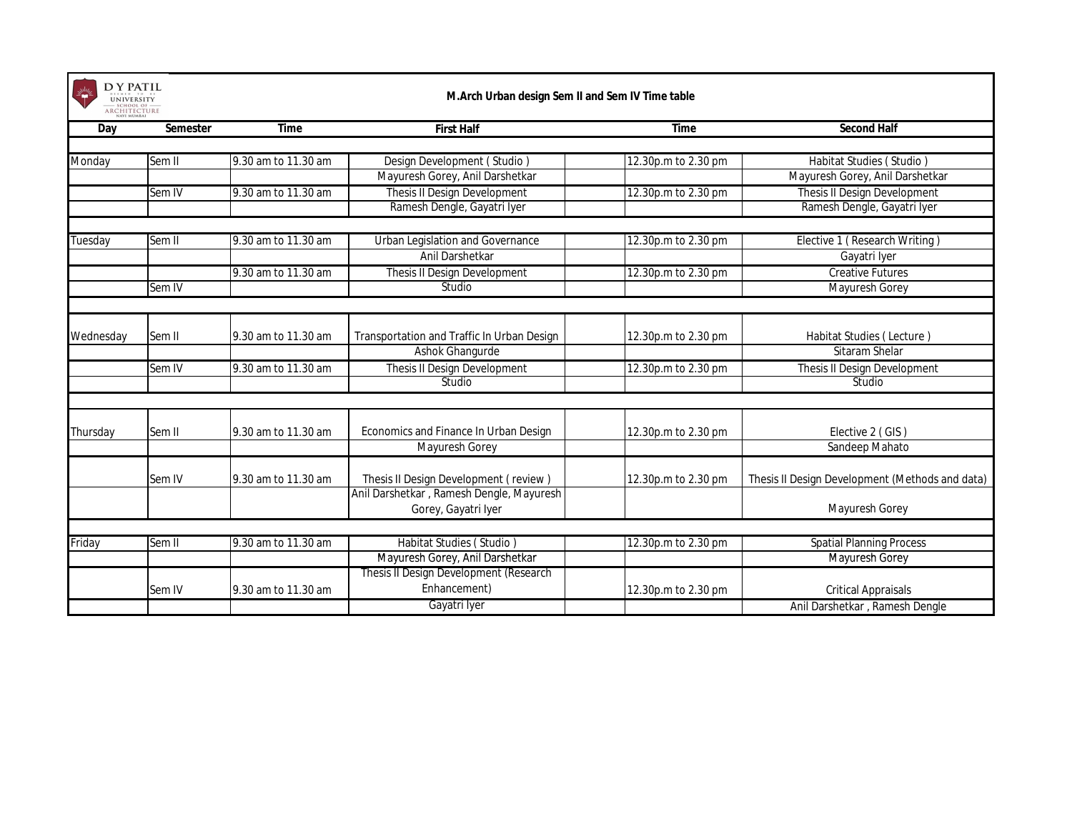D Y PATIL UNIVERSITY SCHOOL OF ARCHITECTURE NAVI MUMBAI

**M.Arch Urban design Sem II and Sem IV Time table**

| Day | Semester | Time | First Half | | Time | Second Half |
|---|---|---|---|---|---|---|
| Monday | Sem II | 9.30 am to 11.30 am | Design Development ( Studio ) | | 12.30p.m to 2.30 pm | Habitat Studies ( Studio ) |
| | | | Mayuresh Gorey, Anil Darshetkar | | | Mayuresh Gorey, Anil Darshetkar |
| | Sem IV | 9.30 am to 11.30 am | Thesis II Design Development | | 12.30p.m to 2.30 pm | Thesis II Design Development |
| | | | Ramesh Dengle, Gayatri Iyer | | | Ramesh Dengle, Gayatri Iyer |
| Tuesday | Sem II | 9.30 am to 11.30 am | Urban Legislation and Governance | | 12.30p.m to 2.30 pm | Elective 1 ( Research Writing ) |
| | | | Anil Darshetkar | | | Gayatri Iyer |
| | | 9.30 am to 11.30 am | Thesis II Design Development | | 12.30p.m to 2.30 pm | Creative Futures |
| | Sem IV | | Studio | | | Mayuresh Gorey |
| Wednesday | Sem II | 9.30 am to 11.30 am | Transportation and Traffic In Urban Design | | 12.30p.m to 2.30 pm | Habitat Studies ( Lecture ) |
| | | | Ashok Ghangurde | | | Sitaram Shelar |
| | Sem IV | 9.30 am to 11.30 am | Thesis II Design Development | | 12.30p.m to 2.30 pm | Thesis II Design Development |
| | | | Studio | | | Studio |
| Thursday | Sem II | 9.30 am to 11.30 am | Economics and Finance In Urban Design | | 12.30p.m to 2.30 pm | Elective 2 ( GIS ) |
| | | | Mayuresh Gorey | | | Sandeep Mahato |
| | Sem IV | 9.30 am to 11.30 am | Thesis II Design Development ( review ) | | 12.30p.m to 2.30 pm | Thesis II Design Development (Methods and data) |
| | | | Anil Darshetkar , Ramesh Dengle, Mayuresh Gorey, Gayatri Iyer | | | Mayuresh Gorey |
| Friday | Sem II | 9.30 am to 11.30 am | Habitat Studies ( Studio ) | | 12.30p.m to 2.30 pm | Spatial Planning Process |
| | | | Mayuresh Gorey, Anil Darshetkar | | | Mayuresh Gorey |
| | Sem IV | 9.30 am to 11.30 am | Thesis II Design Development (Research Enhancement) | | 12.30p.m to 2.30 pm | Critical Appraisals |
| | | | Gayatri Iyer | | | Anil Darshetkar , Ramesh Dengle |